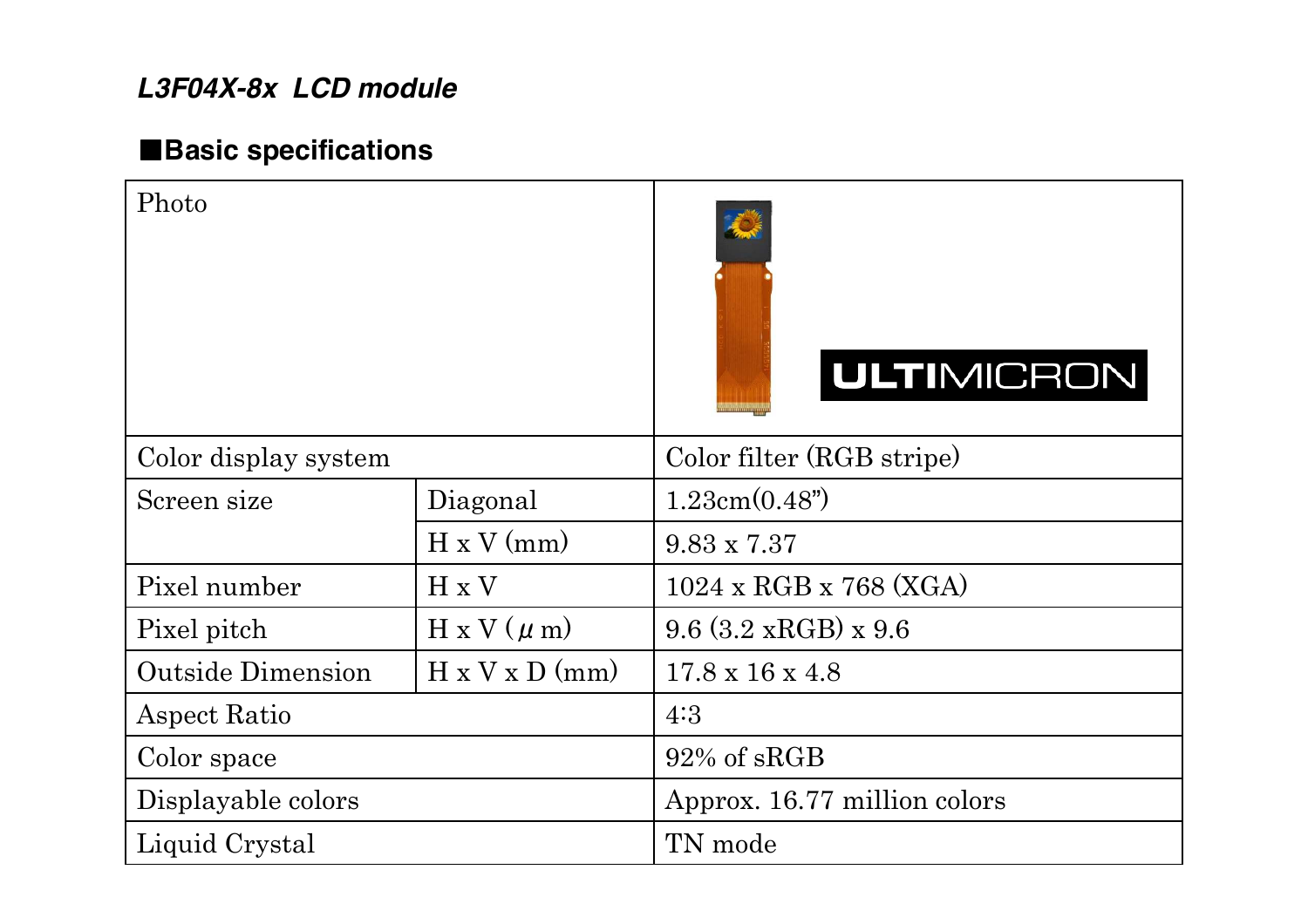***L3F04X-8x LCD module***

## ■Basic specifications

| Photo | | |
|---|---|---|
| Color display system | | Color filter (RGB stripe) |
| Screen size | Diagonal | 1.23cm(0.48”) |
| | H x V (mm) | 9.83 x 7.37 |
| Pixel number | H x V | 1024 x RGB x 768 (XGA) |
| Pixel pitch | H x V (μm) | 9.6 (3.2 xRGB) x 9.6 |
| Outside Dimension | H x V x D (mm) | 17.8 x 16 x 4.8 |
| Aspect Ratio | | 4:3 |
| Color space | | 92% of sRGB |
| Displayable colors | | Approx. 16.77 million colors |
| Liquid Crystal | | TN mode |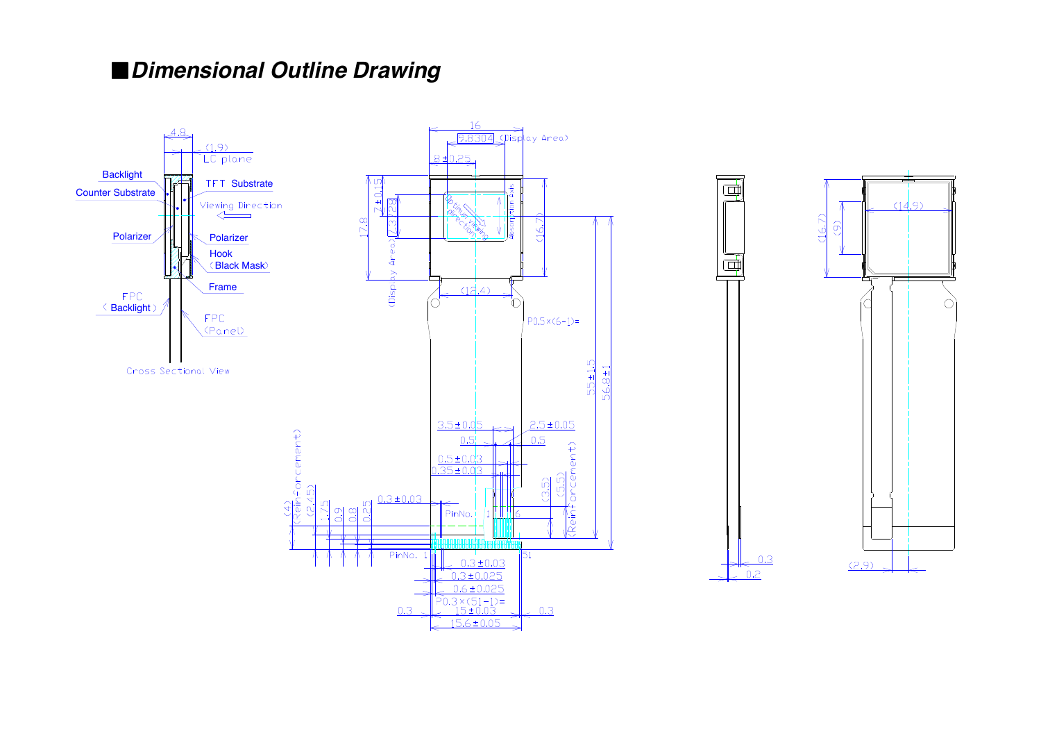## Dimensional Outline Drawing

Cross Sectional View

4.8
(1.9)
LC plane
Backlight
Counter Substrate
TFT Substrate
Viewing Direction
Polarizer
Polarizer
Hook
(Black Mask)
Frame
FPC
(Backlight)
FPC
(Panel)

16
9.8304 (Display Area)
8±0.25
17.8
7±0.15
7.3728 (Display Area)
Optimum Viewing Direction
Absorption Axis
(16.7)
(12.4)
P0.5×(6-1)=
55±1.5
56.8±1
3.5±0.05
2.5±0.05
0.5
0.5
0.5±0.03
0.35±0.03
0.3±0.03
(4) (Reinforcement)
(2.45)
1.75
0.9
0.8
0.25
(3.5)
(5.5) (Reinforcement)
PinNo. 1
6
PinNo. 1
51
0.3±0.03
0.3±0.025
0.6±0.025
P0.3×(51-1)=
15±0.03
0.3
0.3
15.6±0.05

0.3
0.2

(16.7)
(9)
(14.9)
(2.9)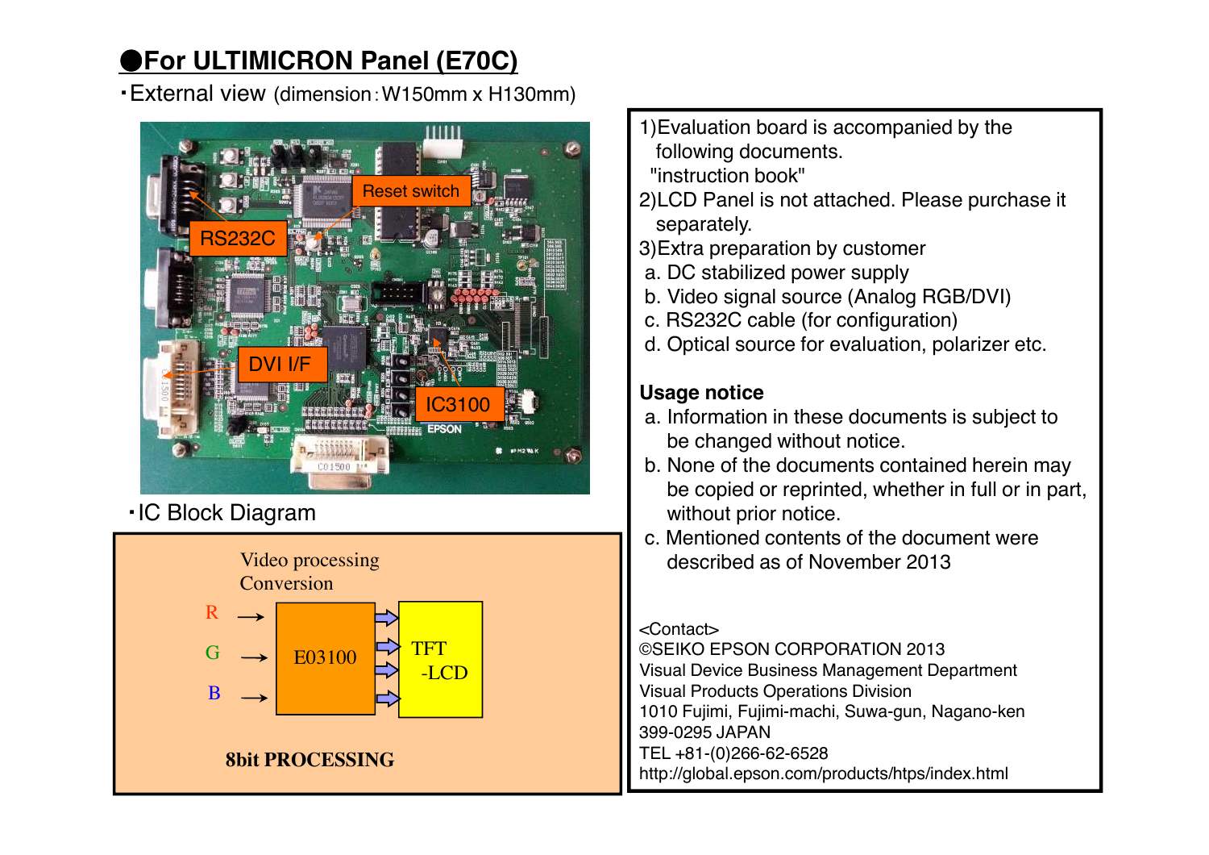# ●For ULTIMICRON Panel (E70C)

・External view (dimension：W150mm x H130mm)

RS232C

Reset switch

DVI I/F

IC3100

・IC Block Diagram

Video processing
Conversion

R
G
B

E03100

TFT
-LCD

8bit PROCESSING

1)Evaluation board is accompanied by the following documents.
"instruction book"

2)LCD Panel is not attached. Please purchase it separately.

3)Extra preparation by customer

a. DC stabilized power supply

b. Video signal source (Analog RGB/DVI)

c. RS232C cable (for configuration)

d. Optical source for evaluation, polarizer etc.

**Usage notice**

a. Information in these documents is subject to be changed without notice.

b. None of the documents contained herein may be copied or reprinted, whether in full or in part, without prior notice.

c. Mentioned contents of the document were described as of November 2013

<Contact>
©SEIKO EPSON CORPORATION 2013
Visual Device Business Management Department
Visual Products Operations Division
1010 Fujimi, Fujimi-machi, Suwa-gun, Nagano-ken
399-0295 JAPAN
TEL +81-(0)266-62-6528
http://global.epson.com/products/htps/index.html